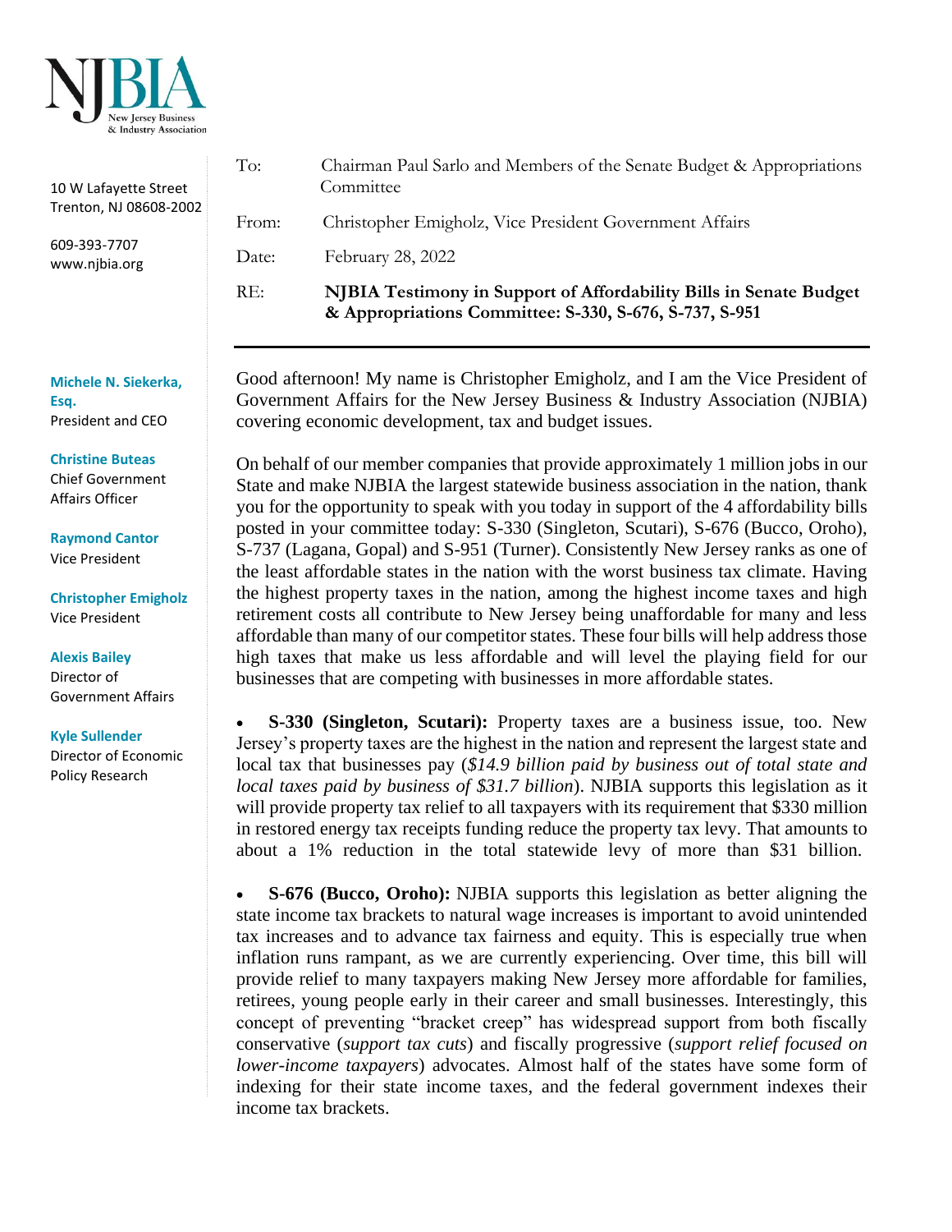NJBIA
New Jersey Business & Industry Association

10 W Lafayette Street
Trenton, NJ 08608-2002

609-393-7707
www.njbia.org

**Michele N. Siekerka, Esq.**
President and CEO

**Christine Buteas**
Chief Government Affairs Officer

**Raymond Cantor**
Vice President

**Christopher Emigholz**
Vice President

**Alexis Bailey**
Director of Government Affairs

**Kyle Sullender**
Director of Economic Policy Research

To: Chairman Paul Sarlo and Members of the Senate Budget & Appropriations Committee

From: Christopher Emigholz, Vice President Government Affairs

Date: February 28, 2022

RE: **NJBIA Testimony in Support of Affordability Bills in Senate Budget & Appropriations Committee: S-330, S-676, S-737, S-951**

---

Good afternoon! My name is Christopher Emigholz, and I am the Vice President of Government Affairs for the New Jersey Business & Industry Association (NJBIA) covering economic development, tax and budget issues.

On behalf of our member companies that provide approximately 1 million jobs in our State and make NJBIA the largest statewide business association in the nation, thank you for the opportunity to speak with you today in support of the 4 affordability bills posted in your committee today: S-330 (Singleton, Scutari), S-676 (Bucco, Oroho), S-737 (Lagana, Gopal) and S-951 (Turner). Consistently New Jersey ranks as one of the least affordable states in the nation with the worst business tax climate. Having the highest property taxes in the nation, among the highest income taxes and high retirement costs all contribute to New Jersey being unaffordable for many and less affordable than many of our competitor states. These four bills will help address those high taxes that make us less affordable and will level the playing field for our businesses that are competing with businesses in more affordable states.

- **S-330 (Singleton, Scutari):** Property taxes are a business issue, too. New Jersey's property taxes are the highest in the nation and represent the largest state and local tax that businesses pay (*$14.9 billion paid by business out of total state and local taxes paid by business of $31.7 billion*). NJBIA supports this legislation as it will provide property tax relief to all taxpayers with its requirement that $330 million in restored energy tax receipts funding reduce the property tax levy. That amounts to about a 1% reduction in the total statewide levy of more than $31 billion.

- **S-676 (Bucco, Oroho):** NJBIA supports this legislation as better aligning the state income tax brackets to natural wage increases is important to avoid unintended tax increases and to advance tax fairness and equity. This is especially true when inflation runs rampant, as we are currently experiencing. Over time, this bill will provide relief to many taxpayers making New Jersey more affordable for families, retirees, young people early in their career and small businesses. Interestingly, this concept of preventing "bracket creep" has widespread support from both fiscally conservative (*support tax cuts*) and fiscally progressive (*support relief focused on lower-income taxpayers*) advocates. Almost half of the states have some form of indexing for their state income taxes, and the federal government indexes their income tax brackets.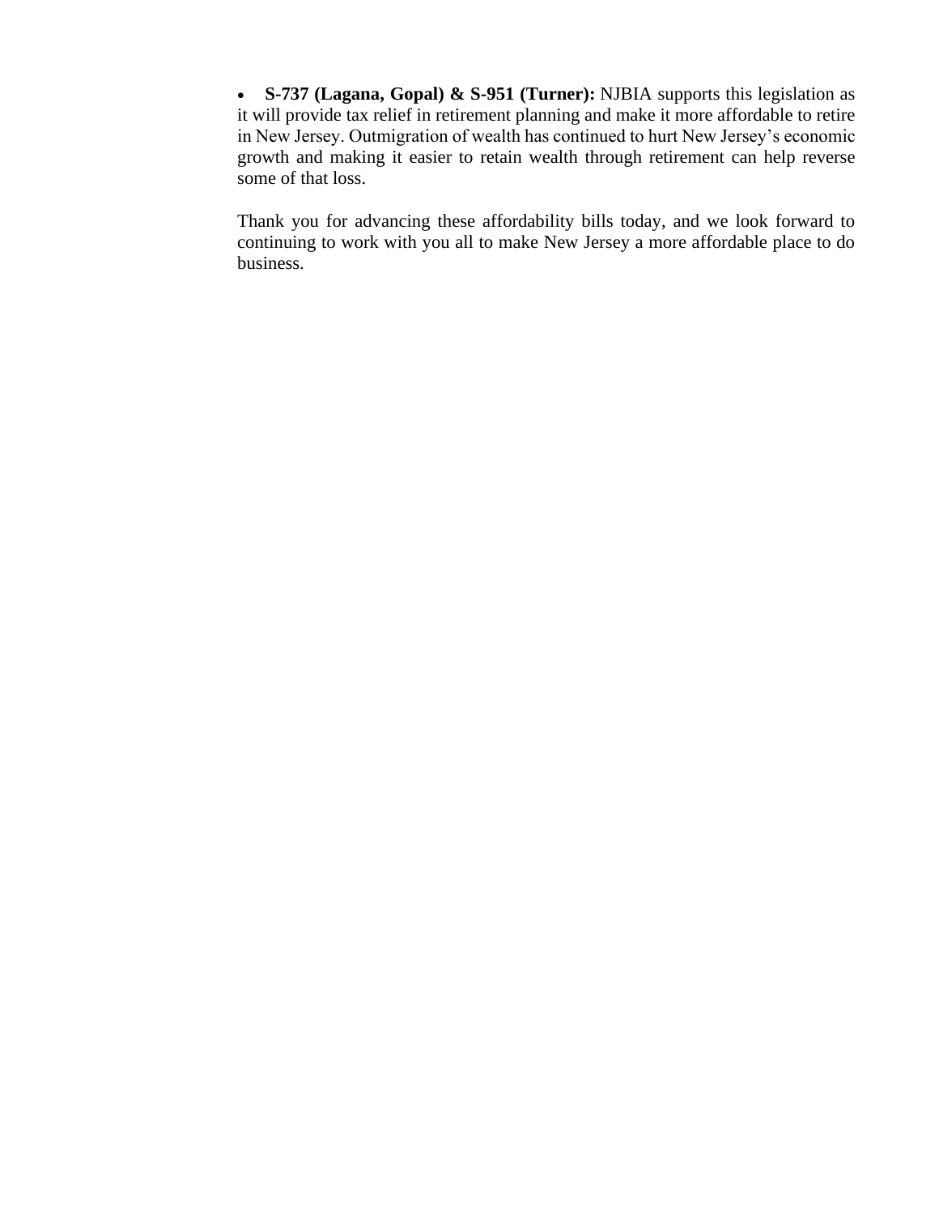- **S-737 (Lagana, Gopal) & S-951 (Turner):** NJBIA supports this legislation as it will provide tax relief in retirement planning and make it more affordable to retire in New Jersey. Outmigration of wealth has continued to hurt New Jersey's economic growth and making it easier to retain wealth through retirement can help reverse some of that loss.

Thank you for advancing these affordability bills today, and we look forward to continuing to work with you all to make New Jersey a more affordable place to do business.